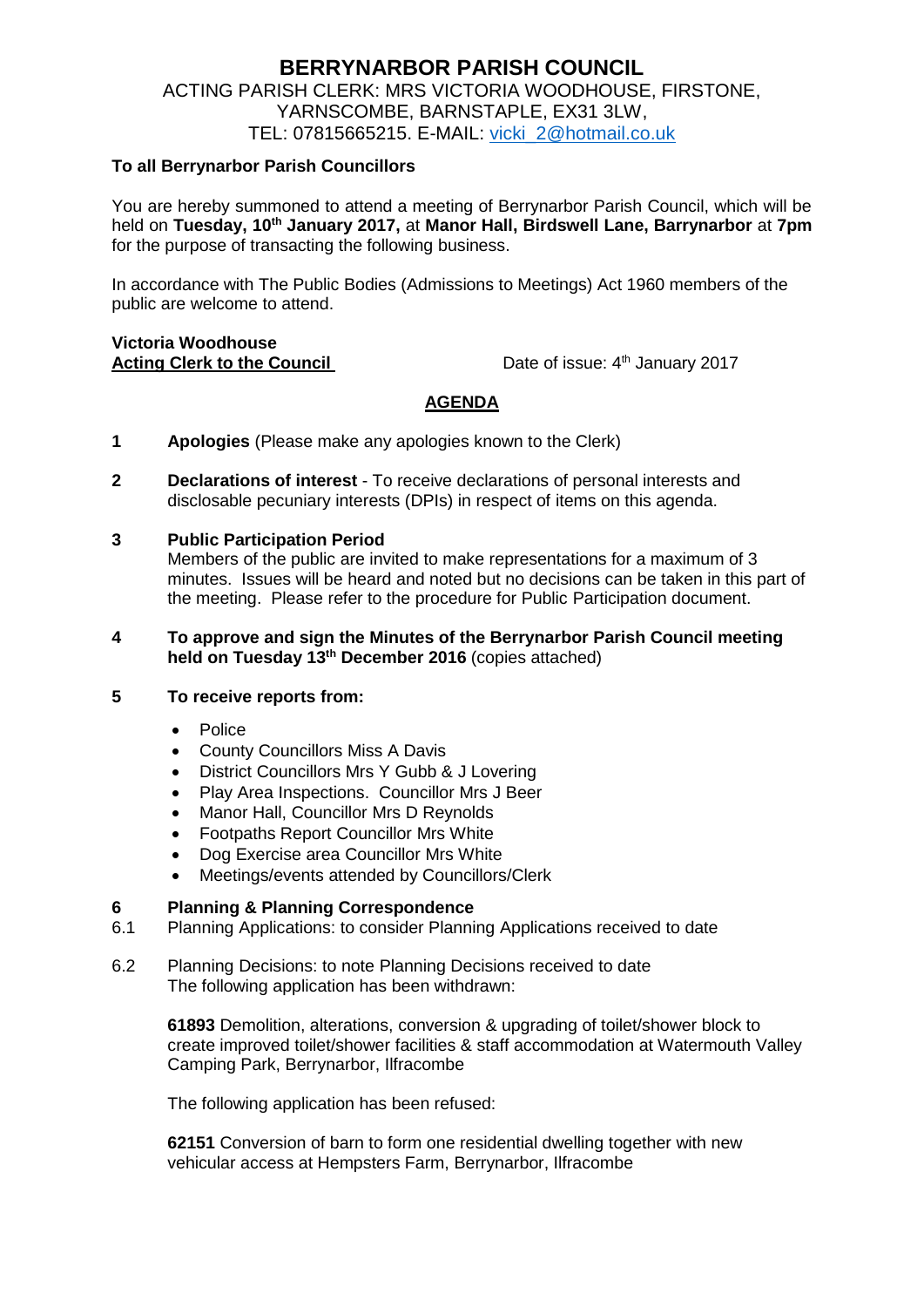# BERRYNARBOR PARISH COUNCIL

ACTING PARISH CLERK: MRS VICTORIA WOODHOUSE, FIRSTONE, YARNSCOMBE, BARNSTAPLE, EX31 3LW,
TEL: 07815665215. E-MAIL: vicki_2@hotmail.co.uk

**To all Berrynarbor Parish Councillors**

You are hereby summoned to attend a meeting of Berrynarbor Parish Council, which will be held on **Tuesday, 10th January 2017,** at **Manor Hall, Birdswell Lane, Barrynarbor** at **7pm** for the purpose of transacting the following business.

In accordance with The Public Bodies (Admissions to Meetings) Act 1960 members of the public are welcome to attend.

**Victoria Woodhouse**
**Acting Clerk to the Council** Date of issue: 4th January 2017

## AGENDA

**1 Apologies** (Please make any apologies known to the Clerk)

**2 Declarations of interest** - To receive declarations of personal interests and disclosable pecuniary interests (DPIs) in respect of items on this agenda.

**3 Public Participation Period**
Members of the public are invited to make representations for a maximum of 3 minutes. Issues will be heard and noted but no decisions can be taken in this part of the meeting. Please refer to the procedure for Public Participation document.

**4 To approve and sign the Minutes of the Berrynarbor Parish Council meeting held on Tuesday 13th December 2016** (copies attached)

**5 To receive reports from:**

- Police
- County Councillors Miss A Davis
- District Councillors Mrs Y Gubb & J Lovering
- Play Area Inspections. Councillor Mrs J Beer
- Manor Hall, Councillor Mrs D Reynolds
- Footpaths Report Councillor Mrs White
- Dog Exercise area Councillor Mrs White
- Meetings/events attended by Councillors/Clerk

**6 Planning & Planning Correspondence**

6.1 Planning Applications: to consider Planning Applications received to date

6.2 Planning Decisions: to note Planning Decisions received to date
The following application has been withdrawn:

**61893** Demolition, alterations, conversion & upgrading of toilet/shower block to create improved toilet/shower facilities & staff accommodation at Watermouth Valley Camping Park, Berrynarbor, Ilfracombe

The following application has been refused:

**62151** Conversion of barn to form one residential dwelling together with new vehicular access at Hempsters Farm, Berrynarbor, Ilfracombe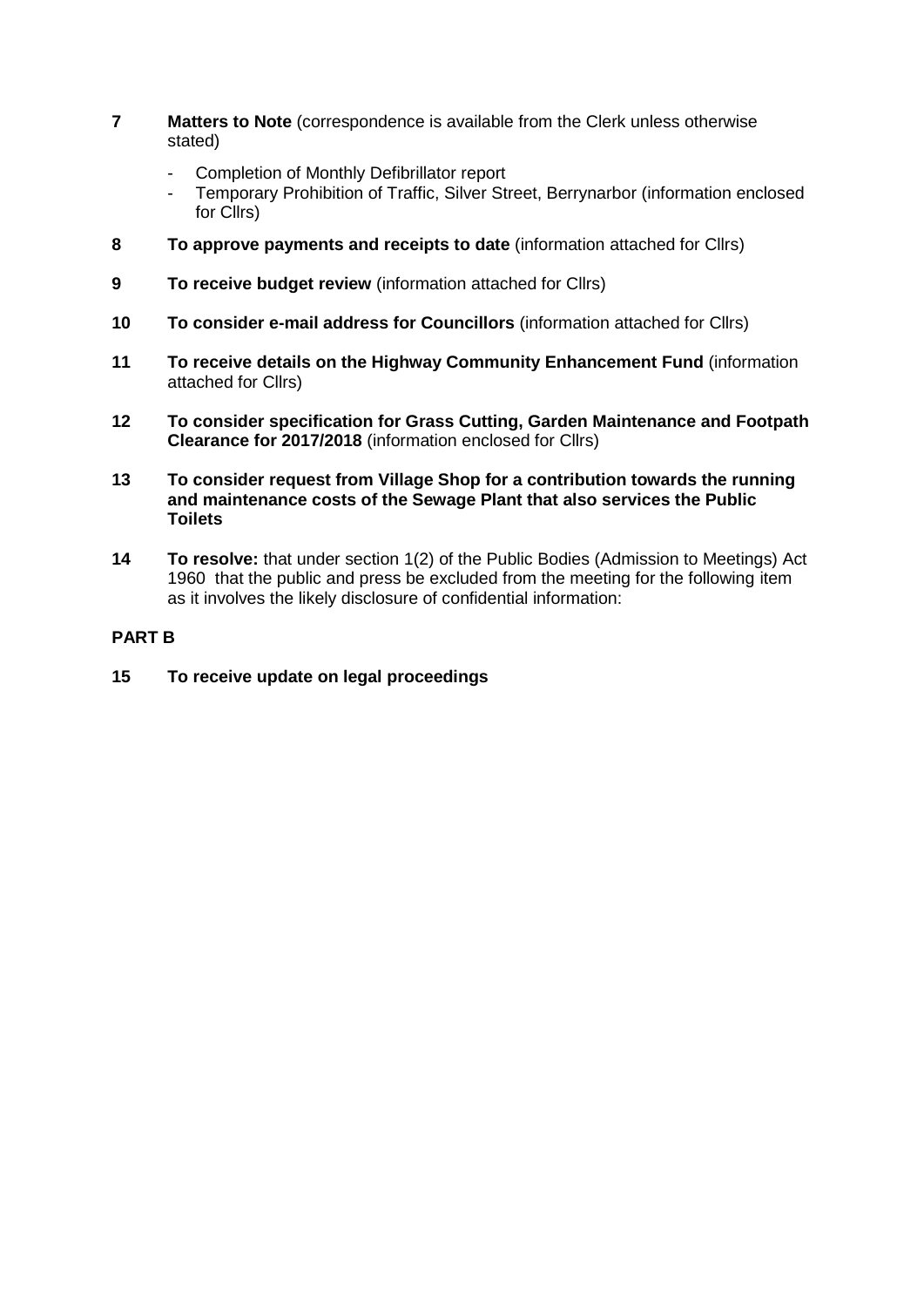**7** **Matters to Note** (correspondence is available from the Clerk unless otherwise stated)

- Completion of Monthly Defibrillator report
- Temporary Prohibition of Traffic, Silver Street, Berrynarbor (information enclosed for Cllrs)

**8** **To approve payments and receipts to date** (information attached for Cllrs)

**9** **To receive budget review** (information attached for Cllrs)

**10** **To consider e-mail address for Councillors** (information attached for Cllrs)

**11** **To receive details on the Highway Community Enhancement Fund** (information attached for Cllrs)

**12** **To consider specification for Grass Cutting, Garden Maintenance and Footpath Clearance for 2017/2018** (information enclosed for Cllrs)

**13** **To consider request from Village Shop for a contribution towards the running and maintenance costs of the Sewage Plant that also services the Public Toilets**

**14** **To resolve:** that under section 1(2) of the Public Bodies (Admission to Meetings) Act 1960 that the public and press be excluded from the meeting for the following item as it involves the likely disclosure of confidential information:

**PART B**

**15** **To receive update on legal proceedings**